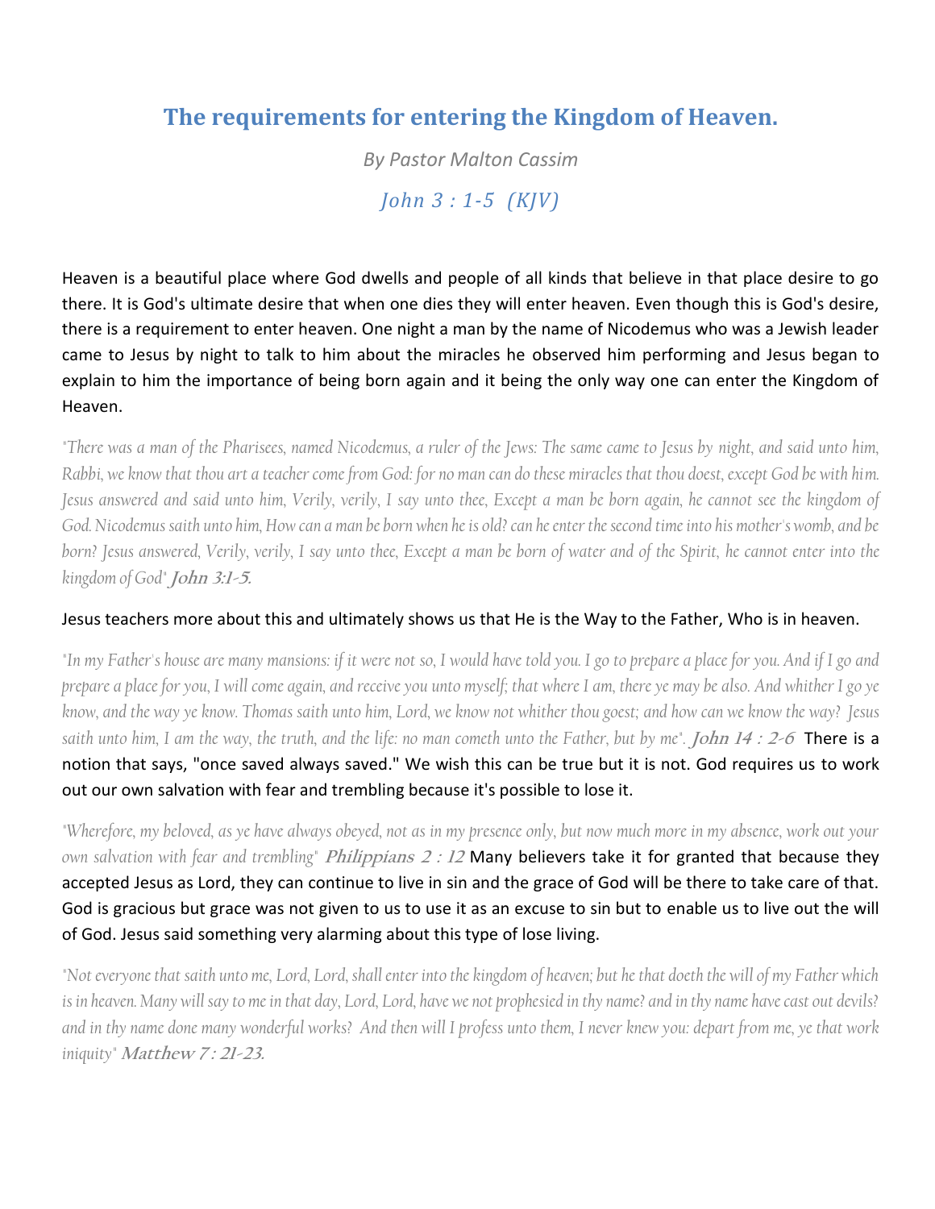# The requirements for entering the Kingdom of Heaven.

*By Pastor Malton Cassim*

*John 3 : 1-5 (KJV)*

Heaven is a beautiful place where God dwells and people of all kinds that believe in that place desire to go there. It is God's ultimate desire that when one dies they will enter heaven. Even though this is God's desire, there is a requirement to enter heaven. One night a man by the name of Nicodemus who was a Jewish leader came to Jesus by night to talk to him about the miracles he observed him performing and Jesus began to explain to him the importance of being born again and it being the only way one can enter the Kingdom of Heaven.

*"There was a man of the Pharisees, named Nicodemus, a ruler of the Jews: The same came to Jesus by night, and said unto him, Rabbi, we know that thou art a teacher come from God: for no man can do these miracles that thou doest, except God be with him. Jesus answered and said unto him, Verily, verily, I say unto thee, Except a man be born again, he cannot see the kingdom of God. Nicodemus saith unto him, How can a man be born when he is old? can he enter the second time into his mother's womb, and be born? Jesus answered, Verily, verily, I say unto thee, Except a man be born of water and of the Spirit, he cannot enter into the kingdom of God"* ***John 3:1-5.***

Jesus teachers more about this and ultimately shows us that He is the Way to the Father, Who is in heaven.

*"In my Father's house are many mansions: if it were not so, I would have told you. I go to prepare a place for you. And if I go and prepare a place for you, I will come again, and receive you unto myself; that where I am, there ye may be also. And whither I go ye know, and the way ye know. Thomas saith unto him, Lord, we know not whither thou goest; and how can we know the way? Jesus saith unto him, I am the way, the truth, and the life: no man cometh unto the Father, but by me".* ***John 14 : 2-6*** There is a notion that says, "once saved always saved." We wish this can be true but it is not. God requires us to work out our own salvation with fear and trembling because it's possible to lose it.

*"Wherefore, my beloved, as ye have always obeyed, not as in my presence only, but now much more in my absence, work out your own salvation with fear and trembling"* ***Philippians 2 : 12*** Many believers take it for granted that because they accepted Jesus as Lord, they can continue to live in sin and the grace of God will be there to take care of that. God is gracious but grace was not given to us to use it as an excuse to sin but to enable us to live out the will of God. Jesus said something very alarming about this type of lose living.

*"Not everyone that saith unto me, Lord, Lord, shall enter into the kingdom of heaven; but he that doeth the will of my Father which is in heaven. Many will say to me in that day, Lord, Lord, have we not prophesied in thy name? and in thy name have cast out devils? and in thy name done many wonderful works? And then will I profess unto them, I never knew you: depart from me, ye that work iniquity"* ***Matthew 7 : 21-23.***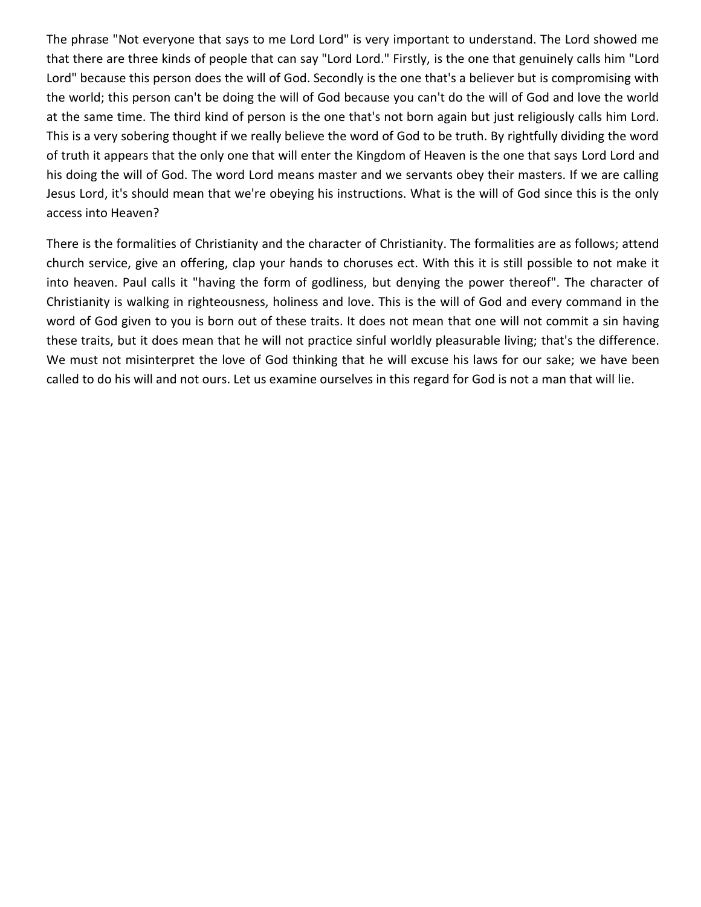The phrase "Not everyone that says to me Lord Lord" is very important to understand. The Lord showed me that there are three kinds of people that can say "Lord Lord." Firstly, is the one that genuinely calls him "Lord Lord" because this person does the will of God. Secondly is the one that's a believer but is compromising with the world; this person can't be doing the will of God because you can't do the will of God and love the world at the same time. The third kind of person is the one that's not born again but just religiously calls him Lord. This is a very sobering thought if we really believe the word of God to be truth. By rightfully dividing the word of truth it appears that the only one that will enter the Kingdom of Heaven is the one that says Lord Lord and his doing the will of God. The word Lord means master and we servants obey their masters. If we are calling Jesus Lord, it's should mean that we're obeying his instructions. What is the will of God since this is the only access into Heaven?

There is the formalities of Christianity and the character of Christianity. The formalities are as follows; attend church service, give an offering, clap your hands to choruses ect. With this it is still possible to not make it into heaven. Paul calls it "having the form of godliness, but denying the power thereof". The character of Christianity is walking in righteousness, holiness and love. This is the will of God and every command in the word of God given to you is born out of these traits. It does not mean that one will not commit a sin having these traits, but it does mean that he will not practice sinful worldly pleasurable living; that's the difference. We must not misinterpret the love of God thinking that he will excuse his laws for our sake; we have been called to do his will and not ours. Let us examine ourselves in this regard for God is not a man that will lie.